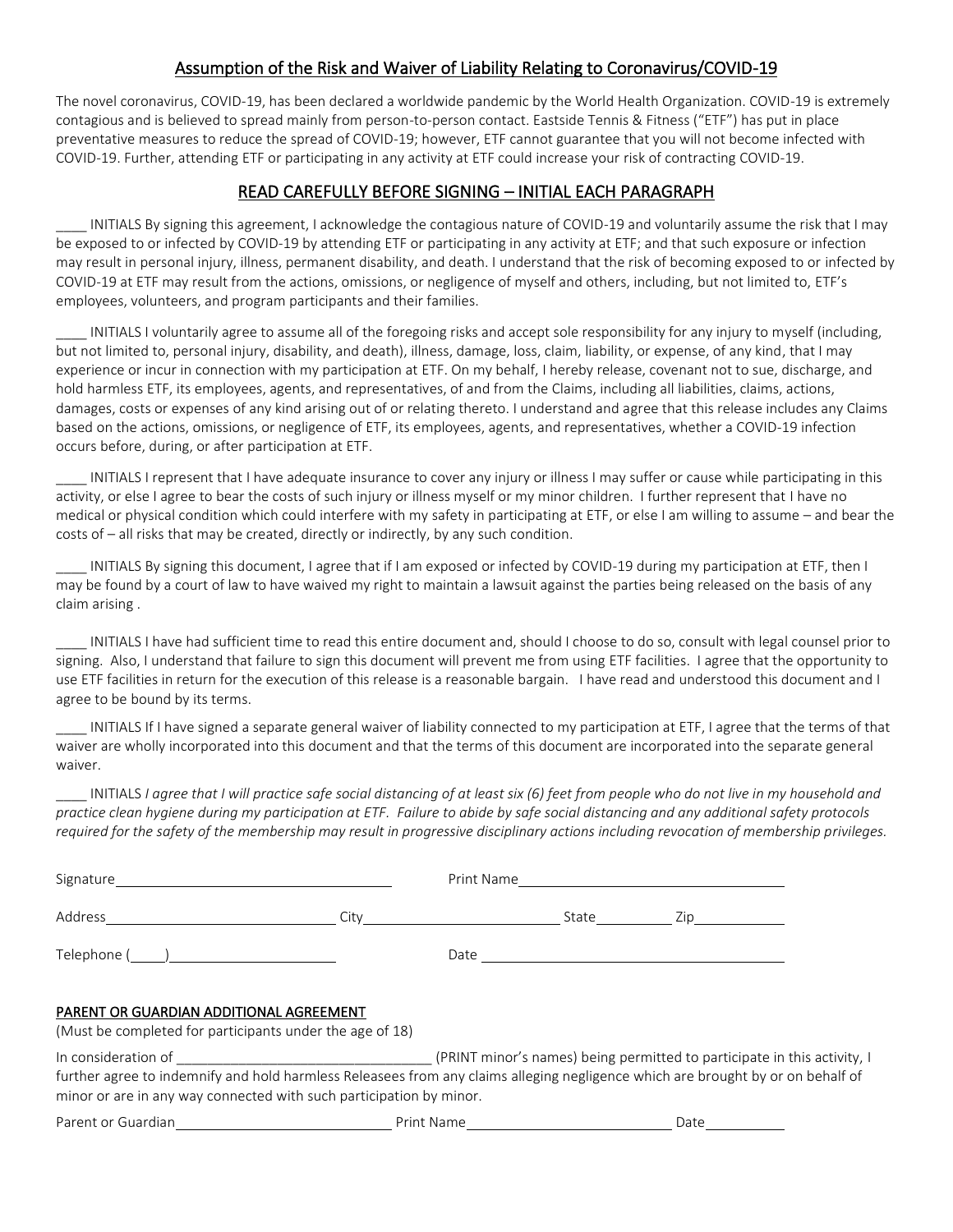## Assumption of the Risk and Waiver of Liability Relating to Coronavirus/COVID-19

The novel coronavirus, COVID-19, has been declared a worldwide pandemic by the World Health Organization. COVID-19 is extremely contagious and is believed to spread mainly from person-to-person contact. Eastside Tennis & Fitness ("ETF") has put in place preventative measures to reduce the spread of COVID-19; however, ETF cannot guarantee that you will not become infected with COVID-19. Further, attending ETF or participating in any activity at ETF could increase your risk of contracting COVID-19.

## READ CAREFULLY BEFORE SIGNING – INITIAL EACH PARAGRAPH

____ INITIALS By signing this agreement, I acknowledge the contagious nature of COVID-19 and voluntarily assume the risk that I may be exposed to or infected by COVID-19 by attending ETF or participating in any activity at ETF; and that such exposure or infection may result in personal injury, illness, permanent disability, and death. I understand that the risk of becoming exposed to or infected by COVID-19 at ETF may result from the actions, omissions, or negligence of myself and others, including, but not limited to, ETF's employees, volunteers, and program participants and their families.

____ INITIALS I voluntarily agree to assume all of the foregoing risks and accept sole responsibility for any injury to myself (including, but not limited to, personal injury, disability, and death), illness, damage, loss, claim, liability, or expense, of any kind, that I may experience or incur in connection with my participation at ETF. On my behalf, I hereby release, covenant not to sue, discharge, and hold harmless ETF, its employees, agents, and representatives, of and from the Claims, including all liabilities, claims, actions, damages, costs or expenses of any kind arising out of or relating thereto. I understand and agree that this release includes any Claims based on the actions, omissions, or negligence of ETF, its employees, agents, and representatives, whether a COVID-19 infection occurs before, during, or after participation at ETF.

____ INITIALS I represent that I have adequate insurance to cover any injury or illness I may suffer or cause while participating in this activity, or else I agree to bear the costs of such injury or illness myself or my minor children. I further represent that I have no medical or physical condition which could interfere with my safety in participating at ETF, or else I am willing to assume – and bear the costs of – all risks that may be created, directly or indirectly, by any such condition.

____ INITIALS By signing this document, I agree that if I am exposed or infected by COVID-19 during my participation at ETF, then I may be found by a court of law to have waived my right to maintain a lawsuit against the parties being released on the basis of any claim arising .

____ INITIALS I have had sufficient time to read this entire document and, should I choose to do so, consult with legal counsel prior to signing. Also, I understand that failure to sign this document will prevent me from using ETF facilities. I agree that the opportunity to use ETF facilities in return for the execution of this release is a reasonable bargain. I have read and understood this document and I agree to be bound by its terms.

____ INITIALS If I have signed a separate general waiver of liability connected to my participation at ETF, I agree that the terms of that waiver are wholly incorporated into this document and that the terms of this document are incorporated into the separate general waiver.

____ INITIALS *I agree that I will practice safe social distancing of at least six (6) feet from people who do not live in my household and practice clean hygiene during my participation at ETF. Failure to abide by safe social distancing and any additional safety protocols required for the safety of the membership may result in progressive disciplinary actions including revocation of membership privileges.*

Signature______________________________ Print Name______________________________

Address__________________________ City______________________ State________ Zip__________

Telephone (____)____________________ Date ________________________________

**PARENT OR GUARDIAN ADDITIONAL AGREEMENT**

(Must be completed for participants under the age of 18)

In consideration of _______________________________ (PRINT minor's names) being permitted to participate in this activity, I further agree to indemnify and hold harmless Releasees from any claims alleging negligence which are brought by or on behalf of minor or are in any way connected with such participation by minor.

Parent or Guardian________________________ Print Name________________________ Date__________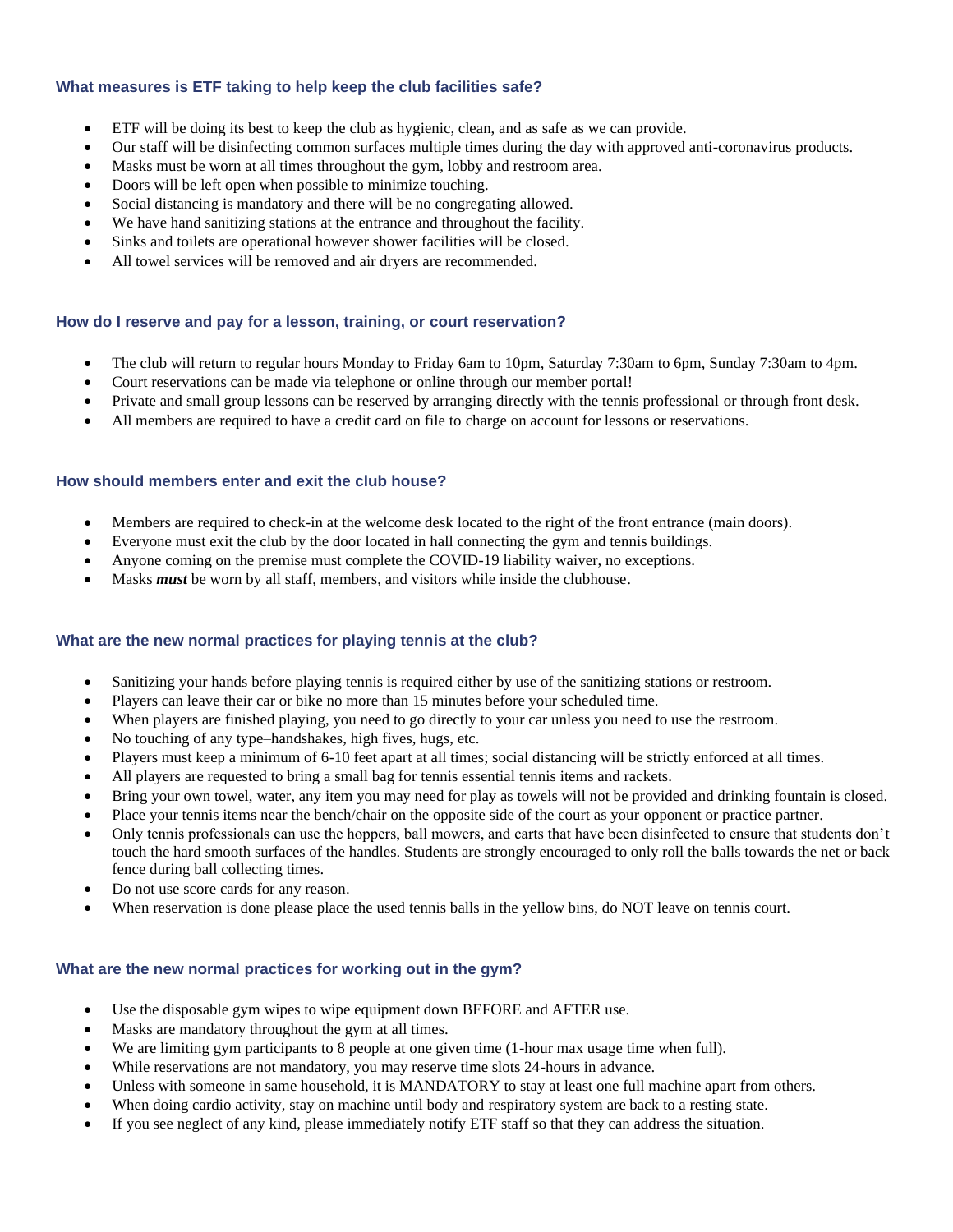### What measures is ETF taking to help keep the club facilities safe?

- ETF will be doing its best to keep the club as hygienic, clean, and as safe as we can provide.
- Our staff will be disinfecting common surfaces multiple times during the day with approved anti-coronavirus products.
- Masks must be worn at all times throughout the gym, lobby and restroom area.
- Doors will be left open when possible to minimize touching.
- Social distancing is mandatory and there will be no congregating allowed.
- We have hand sanitizing stations at the entrance and throughout the facility.
- Sinks and toilets are operational however shower facilities will be closed.
- All towel services will be removed and air dryers are recommended.

### How do I reserve and pay for a lesson, training, or court reservation?

- The club will return to regular hours Monday to Friday 6am to 10pm, Saturday 7:30am to 6pm, Sunday 7:30am to 4pm.
- Court reservations can be made via telephone or online through our member portal!
- Private and small group lessons can be reserved by arranging directly with the tennis professional or through front desk.
- All members are required to have a credit card on file to charge on account for lessons or reservations.

### How should members enter and exit the club house?

- Members are required to check-in at the welcome desk located to the right of the front entrance (main doors).
- Everyone must exit the club by the door located in hall connecting the gym and tennis buildings.
- Anyone coming on the premise must complete the COVID-19 liability waiver, no exceptions.
- Masks ***must*** be worn by all staff, members, and visitors while inside the clubhouse.

### What are the new normal practices for playing tennis at the club?

- Sanitizing your hands before playing tennis is required either by use of the sanitizing stations or restroom.
- Players can leave their car or bike no more than 15 minutes before your scheduled time.
- When players are finished playing, you need to go directly to your car unless you need to use the restroom.
- No touching of any type–handshakes, high fives, hugs, etc.
- Players must keep a minimum of 6-10 feet apart at all times; social distancing will be strictly enforced at all times.
- All players are requested to bring a small bag for tennis essential tennis items and rackets.
- Bring your own towel, water, any item you may need for play as towels will not be provided and drinking fountain is closed.
- Place your tennis items near the bench/chair on the opposite side of the court as your opponent or practice partner.
- Only tennis professionals can use the hoppers, ball mowers, and carts that have been disinfected to ensure that students don't touch the hard smooth surfaces of the handles. Students are strongly encouraged to only roll the balls towards the net or back fence during ball collecting times.
- Do not use score cards for any reason.
- When reservation is done please place the used tennis balls in the yellow bins, do NOT leave on tennis court.

### What are the new normal practices for working out in the gym?

- Use the disposable gym wipes to wipe equipment down BEFORE and AFTER use.
- Masks are mandatory throughout the gym at all times.
- We are limiting gym participants to 8 people at one given time (1-hour max usage time when full).
- While reservations are not mandatory, you may reserve time slots 24-hours in advance.
- Unless with someone in same household, it is MANDATORY to stay at least one full machine apart from others.
- When doing cardio activity, stay on machine until body and respiratory system are back to a resting state.
- If you see neglect of any kind, please immediately notify ETF staff so that they can address the situation.